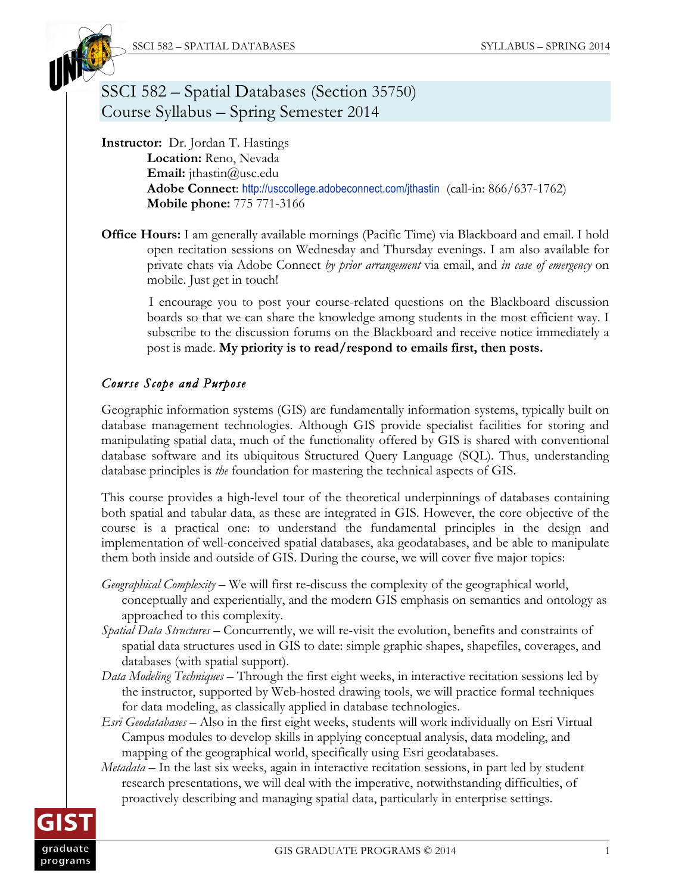# SSCI 582 – Spatial Databases (Section 35750)
# Course Syllabus – Spring Semester 2014

**Instructor:** Dr. Jordan T. Hastings
**Location:** Reno, Nevada
**Email:** jthastin@usc.edu
**Adobe Connect**: http://usccollege.adobeconnect.com/jthastin (call-in: 866/637-1762)
**Mobile phone:** 775 771-3166

**Office Hours:** I am generally available mornings (Pacific Time) via Blackboard and email. I hold open recitation sessions on Wednesday and Thursday evenings. I am also available for private chats via Adobe Connect *by prior arrangement* via email, and *in case of emergency* on mobile. Just get in touch!

I encourage you to post your course-related questions on the Blackboard discussion boards so that we can share the knowledge among students in the most efficient way. I subscribe to the discussion forums on the Blackboard and receive notice immediately a post is made. **My priority is to read/respond to emails first, then posts.**

## *Course Scope and Purpose*

Geographic information systems (GIS) are fundamentally information systems, typically built on database management technologies. Although GIS provide specialist facilities for storing and manipulating spatial data, much of the functionality offered by GIS is shared with conventional database software and its ubiquitous Structured Query Language (SQL). Thus, understanding database principles is *the* foundation for mastering the technical aspects of GIS.

This course provides a high-level tour of the theoretical underpinnings of databases containing both spatial and tabular data, as these are integrated in GIS. However, the core objective of the course is a practical one: to understand the fundamental principles in the design and implementation of well-conceived spatial databases, aka geodatabases, and be able to manipulate them both inside and outside of GIS. During the course, we will cover five major topics:

*Geographical Complexity* – We will first re-discuss the complexity of the geographical world, conceptually and experientially, and the modern GIS emphasis on semantics and ontology as approached to this complexity.

*Spatial Data Structures* – Concurrently, we will re-visit the evolution, benefits and constraints of spatial data structures used in GIS to date: simple graphic shapes, shapefiles, coverages, and databases (with spatial support).

*Data Modeling Techniques* – Through the first eight weeks, in interactive recitation sessions led by the instructor, supported by Web-hosted drawing tools, we will practice formal techniques for data modeling, as classically applied in database technologies.

*Esri Geodatabases* – Also in the first eight weeks, students will work individually on Esri Virtual Campus modules to develop skills in applying conceptual analysis, data modeling, and mapping of the geographical world, specifically using Esri geodatabases.

*Metadata* – In the last six weeks, again in interactive recitation sessions, in part led by student research presentations, we will deal with the imperative, notwithstanding difficulties, of proactively describing and managing spatial data, particularly in enterprise settings.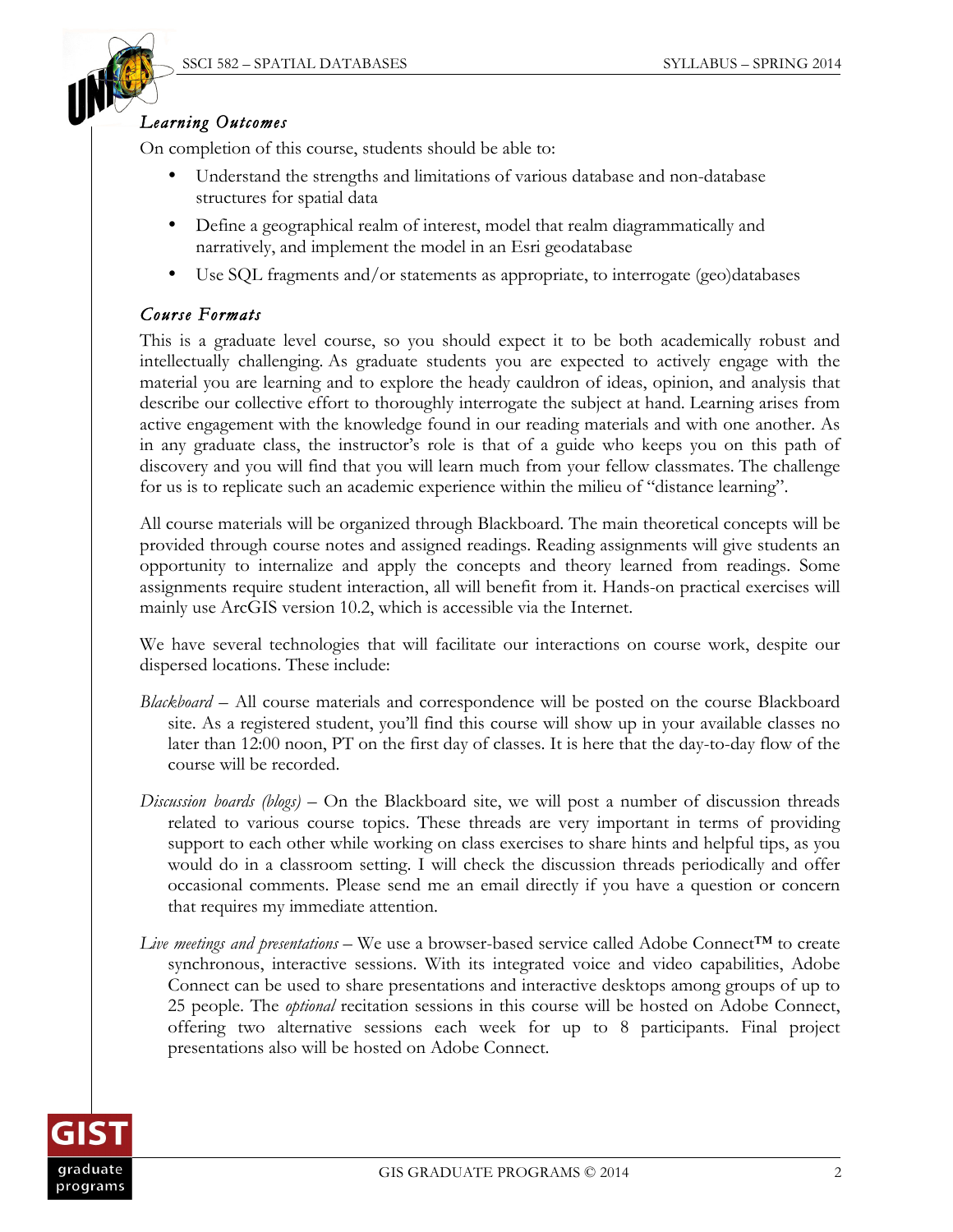### *Learning Outcomes*

On completion of this course, students should be able to:

- Understand the strengths and limitations of various database and non-database structures for spatial data
- Define a geographical realm of interest, model that realm diagrammatically and narratively, and implement the model in an Esri geodatabase
- Use SQL fragments and/or statements as appropriate, to interrogate (geo)databases

### *Course Formats*

This is a graduate level course, so you should expect it to be both academically robust and intellectually challenging. As graduate students you are expected to actively engage with the material you are learning and to explore the heady cauldron of ideas, opinion, and analysis that describe our collective effort to thoroughly interrogate the subject at hand. Learning arises from active engagement with the knowledge found in our reading materials and with one another. As in any graduate class, the instructor's role is that of a guide who keeps you on this path of discovery and you will find that you will learn much from your fellow classmates. The challenge for us is to replicate such an academic experience within the milieu of "distance learning".

All course materials will be organized through Blackboard. The main theoretical concepts will be provided through course notes and assigned readings. Reading assignments will give students an opportunity to internalize and apply the concepts and theory learned from readings. Some assignments require student interaction, all will benefit from it. Hands-on practical exercises will mainly use ArcGIS version 10.2, which is accessible via the Internet.

We have several technologies that will facilitate our interactions on course work, despite our dispersed locations. These include:

*Blackboard* – All course materials and correspondence will be posted on the course Blackboard site. As a registered student, you'll find this course will show up in your available classes no later than 12:00 noon, PT on the first day of classes. It is here that the day-to-day flow of the course will be recorded.

*Discussion boards (blogs)* – On the Blackboard site, we will post a number of discussion threads related to various course topics. These threads are very important in terms of providing support to each other while working on class exercises to share hints and helpful tips, as you would do in a classroom setting. I will check the discussion threads periodically and offer occasional comments. Please send me an email directly if you have a question or concern that requires my immediate attention.

*Live meetings and presentations* – We use a browser-based service called Adobe Connect™ to create synchronous, interactive sessions. With its integrated voice and video capabilities, Adobe Connect can be used to share presentations and interactive desktops among groups of up to 25 people. The *optional* recitation sessions in this course will be hosted on Adobe Connect, offering two alternative sessions each week for up to 8 participants. Final project presentations also will be hosted on Adobe Connect.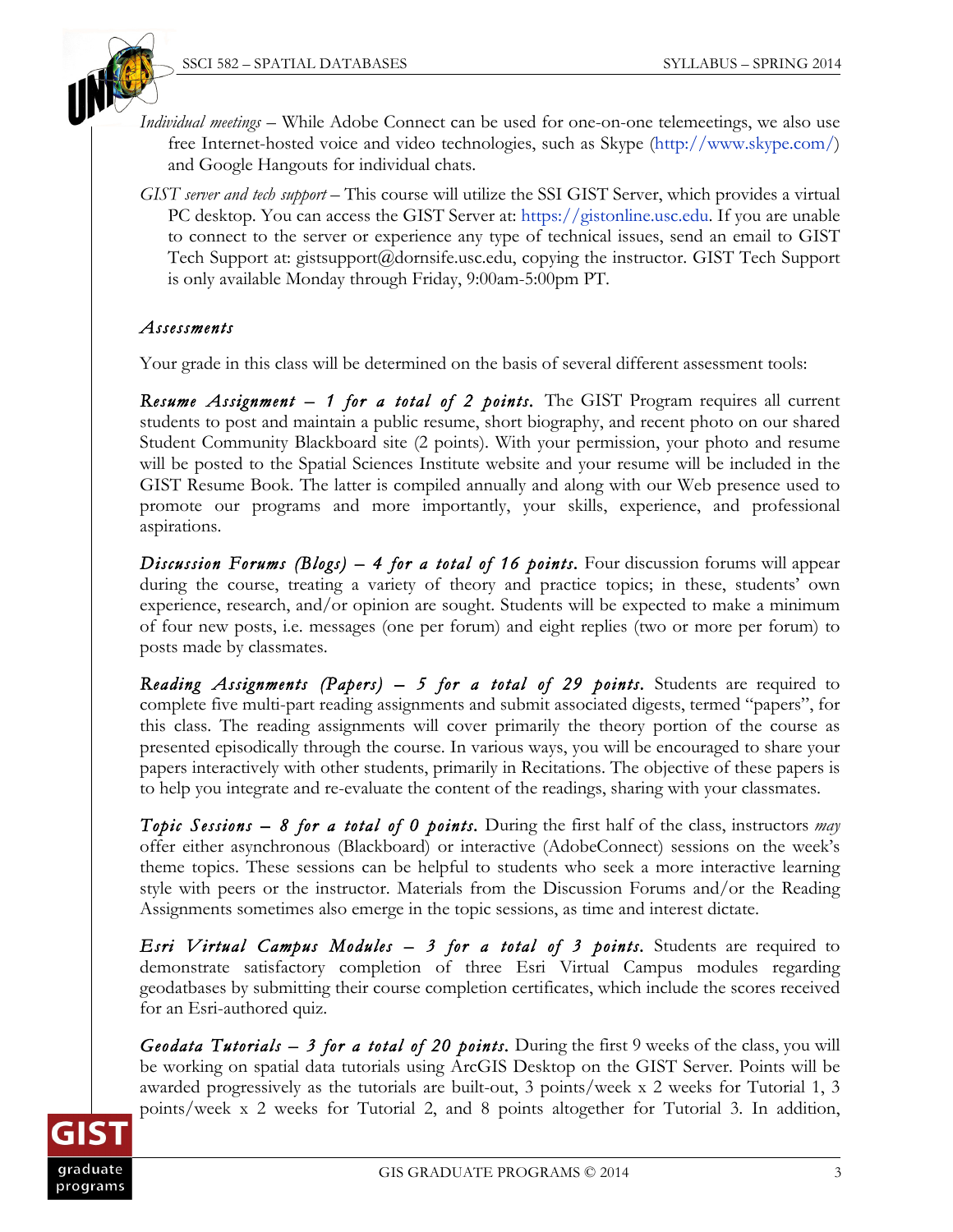*Individual meetings* – While Adobe Connect can be used for one-on-one telemeetings, we also use free Internet-hosted voice and video technologies, such as Skype (http://www.skype.com/) and Google Hangouts for individual chats.

*GIST server and tech support* – This course will utilize the SSI GIST Server, which provides a virtual PC desktop. You can access the GIST Server at: https://gistonline.usc.edu. If you are unable to connect to the server or experience any type of technical issues, send an email to GIST Tech Support at: gistsupport@dornsife.usc.edu, copying the instructor. GIST Tech Support is only available Monday through Friday, 9:00am-5:00pm PT.

### *Assessments*

Your grade in this class will be determined on the basis of several different assessment tools:

***Resume Assignment – 1 for a total of 2 points.*** The GIST Program requires all current students to post and maintain a public resume, short biography, and recent photo on our shared Student Community Blackboard site (2 points). With your permission, your photo and resume will be posted to the Spatial Sciences Institute website and your resume will be included in the GIST Resume Book. The latter is compiled annually and along with our Web presence used to promote our programs and more importantly, your skills, experience, and professional aspirations.

***Discussion Forums (Blogs) – 4 for a total of 16 points.*** Four discussion forums will appear during the course, treating a variety of theory and practice topics; in these, students' own experience, research, and/or opinion are sought. Students will be expected to make a minimum of four new posts, i.e. messages (one per forum) and eight replies (two or more per forum) to posts made by classmates.

***Reading Assignments (Papers) – 5 for a total of 29 points.*** Students are required to complete five multi-part reading assignments and submit associated digests, termed "papers", for this class. The reading assignments will cover primarily the theory portion of the course as presented episodically through the course. In various ways, you will be encouraged to share your papers interactively with other students, primarily in Recitations. The objective of these papers is to help you integrate and re-evaluate the content of the readings, sharing with your classmates.

***Topic Sessions – 8 for a total of 0 points.*** During the first half of the class, instructors *may* offer either asynchronous (Blackboard) or interactive (AdobeConnect) sessions on the week's theme topics. These sessions can be helpful to students who seek a more interactive learning style with peers or the instructor. Materials from the Discussion Forums and/or the Reading Assignments sometimes also emerge in the topic sessions, as time and interest dictate.

***Esri Virtual Campus Modules – 3 for a total of 3 points.*** Students are required to demonstrate satisfactory completion of three Esri Virtual Campus modules regarding geodatbases by submitting their course completion certificates, which include the scores received for an Esri-authored quiz.

***Geodata Tutorials – 3 for a total of 20 points.*** During the first 9 weeks of the class, you will be working on spatial data tutorials using ArcGIS Desktop on the GIST Server. Points will be awarded progressively as the tutorials are built-out, 3 points/week x 2 weeks for Tutorial 1, 3 points/week x 2 weeks for Tutorial 2, and 8 points altogether for Tutorial 3. In addition,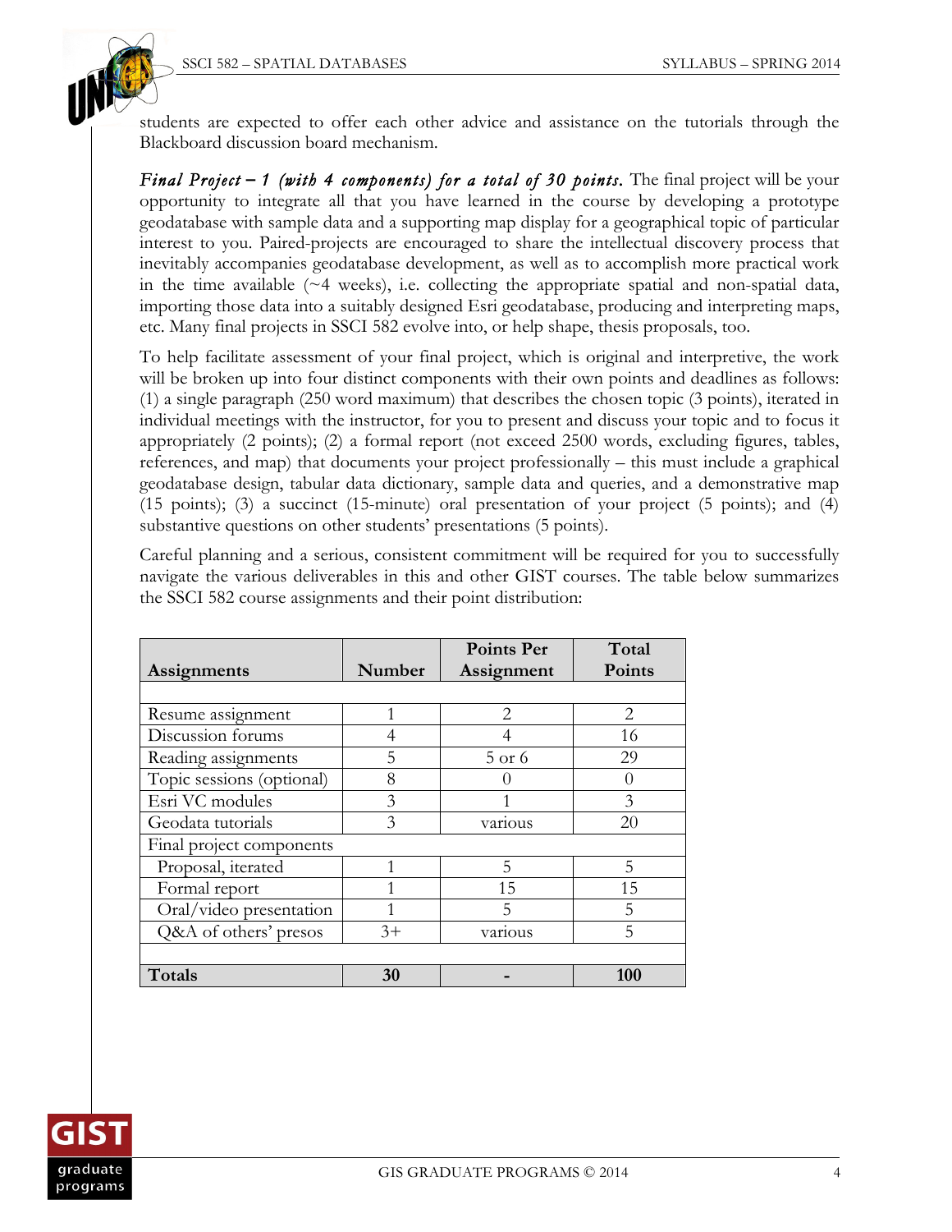students are expected to offer each other advice and assistance on the tutorials through the Blackboard discussion board mechanism.

***Final Project – 1 (with 4 components) for a total of 30 points.*** The final project will be your opportunity to integrate all that you have learned in the course by developing a prototype geodatabase with sample data and a supporting map display for a geographical topic of particular interest to you. Paired-projects are encouraged to share the intellectual discovery process that inevitably accompanies geodatabase development, as well as to accomplish more practical work in the time available (~4 weeks), i.e. collecting the appropriate spatial and non-spatial data, importing those data into a suitably designed Esri geodatabase, producing and interpreting maps, etc. Many final projects in SSCI 582 evolve into, or help shape, thesis proposals, too.

To help facilitate assessment of your final project, which is original and interpretive, the work will be broken up into four distinct components with their own points and deadlines as follows: (1) a single paragraph (250 word maximum) that describes the chosen topic (3 points), iterated in individual meetings with the instructor, for you to present and discuss your topic and to focus it appropriately (2 points); (2) a formal report (not exceed 2500 words, excluding figures, tables, references, and map) that documents your project professionally – this must include a graphical geodatabase design, tabular data dictionary, sample data and queries, and a demonstrative map (15 points); (3) a succinct (15-minute) oral presentation of your project (5 points); and (4) substantive questions on other students' presentations (5 points).

Careful planning and a serious, consistent commitment will be required for you to successfully navigate the various deliverables in this and other GIST courses. The table below summarizes the SSCI 582 course assignments and their point distribution:

| Assignments | Number | Points Per Assignment | Total Points |
|---|---|---|---|
| | | | |
| Resume assignment | 1 | 2 | 2 |
| Discussion forums | 4 | 4 | 16 |
| Reading assignments | 5 | 5 or 6 | 29 |
| Topic sessions (optional) | 8 | 0 | 0 |
| Esri VC modules | 3 | 1 | 3 |
| Geodata tutorials | 3 | various | 20 |
| Final project components | | | |
| Proposal, iterated | 1 | 5 | 5 |
| Formal report | 1 | 15 | 15 |
| Oral/video presentation | 1 | 5 | 5 |
| Q&A of others' presos | 3+ | various | 5 |
| | | | |
| **Totals** | **30** | **-** | **100** |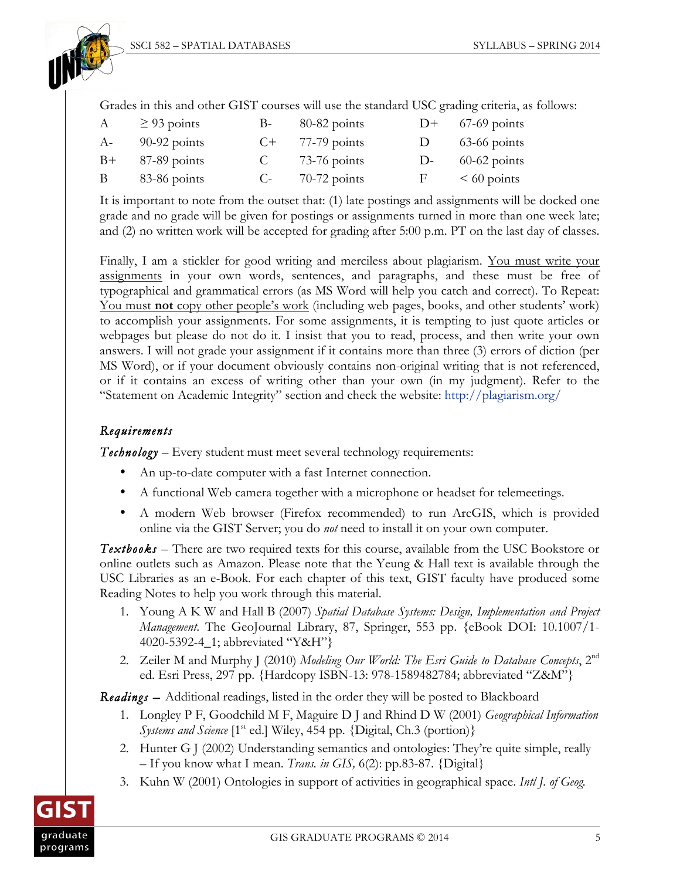Grades in this and other GIST courses will use the standard USC grading criteria, as follows:

| | | | | | |
|---|---|---|---|---|---|
| A | ≥ 93 points | B- | 80-82 points | D+ | 67-69 points |
| A- | 90-92 points | C+ | 77-79 points | D | 63-66 points |
| B+ | 87-89 points | C | 73-76 points | D- | 60-62 points |
| B | 83-86 points | C- | 70-72 points | F | < 60 points |

It is important to note from the outset that: (1) late postings and assignments will be docked one grade and no grade will be given for postings or assignments turned in more than one week late; and (2) no written work will be accepted for grading after 5:00 p.m. PT on the last day of classes.

Finally, I am a stickler for good writing and merciless about plagiarism. <u>You must write your assignments</u> in your own words, sentences, and paragraphs, and these must be free of typographical and grammatical errors (as MS Word will help you catch and correct). To Repeat: <u>You must **not** copy other people's work</u> (including web pages, books, and other students' work) to accomplish your assignments. For some assignments, it is tempting to just quote articles or webpages but please do not do it. I insist that you to read, process, and then write your own answers. I will not grade your assignment if it contains more than three (3) errors of diction (per MS Word), or if your document obviously contains non-original writing that is not referenced, or if it contains an excess of writing other than your own (in my judgment). Refer to the "Statement on Academic Integrity" section and check the website: http://plagiarism.org/

### *Requirements*

***Technology*** – Every student must meet several technology requirements:

- An up-to-date computer with a fast Internet connection.
- A functional Web camera together with a microphone or headset for telemeetings.
- A modern Web browser (Firefox recommended) to run ArcGIS, which is provided online via the GIST Server; you do *not* need to install it on your own computer.

***Textbooks*** – There are two required texts for this course, available from the USC Bookstore or online outlets such as Amazon. Please note that the Yeung & Hall text is available through the USC Libraries as an e-Book. For each chapter of this text, GIST faculty have produced some Reading Notes to help you work through this material.

1. Young A K W and Hall B (2007) *Spatial Database Systems: Design, Implementation and Project Management.* The GeoJournal Library, 87, Springer, 553 pp. {eBook DOI: 10.1007/1-4020-5392-4_1; abbreviated "Y&H"}
2. Zeiler M and Murphy J (2010) *Modeling Our World: The Esri Guide to Database Concepts*, 2nd ed. Esri Press, 297 pp. {Hardcopy ISBN-13: 978-1589482784; abbreviated "Z&M"}

***Readings*** – Additional readings, listed in the order they will be posted to Blackboard

1. Longley P F, Goodchild M F, Maguire D J and Rhind D W (2001) *Geographical Information Systems and Science* [1st ed.] Wiley, 454 pp. {Digital, Ch.3 (portion)}
2. Hunter G J (2002) Understanding semantics and ontologies: They're quite simple, really – If you know what I mean. *Trans. in GIS,* 6(2): pp.83-87. {Digital}
3. Kuhn W (2001) Ontologies in support of activities in geographical space. *Intl J. of Geog.*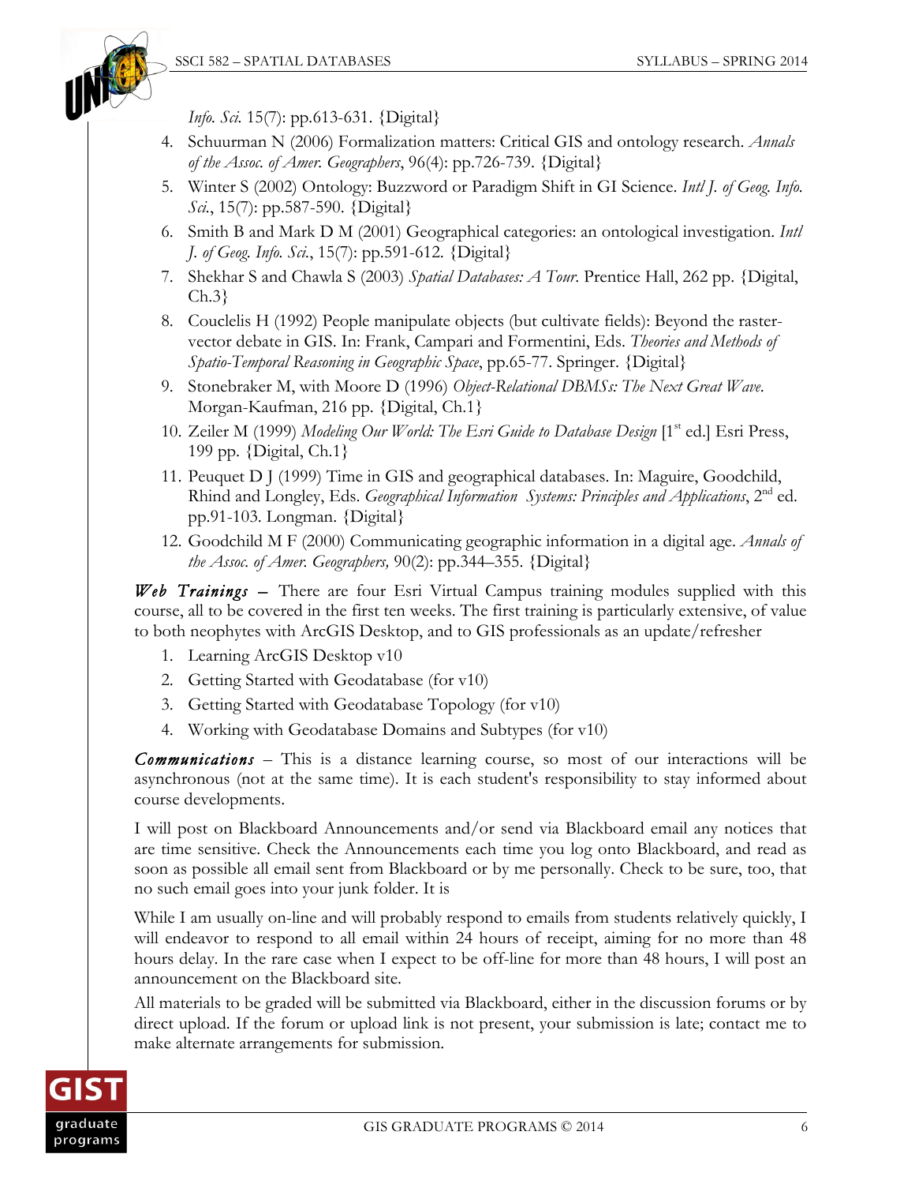*Info. Sci.* 15(7): pp.613-631. {Digital}

4. Schuurman N (2006) Formalization matters: Critical GIS and ontology research. *Annals of the Assoc. of Amer. Geographers*, 96(4): pp.726-739. {Digital}
5. Winter S (2002) Ontology: Buzzword or Paradigm Shift in GI Science. *Intl J. of Geog. Info. Sci.*, 15(7): pp.587-590. {Digital}
6. Smith B and Mark D M (2001) Geographical categories: an ontological investigation. *Intl J. of Geog. Info. Sci.*, 15(7): pp.591-612. {Digital}
7. Shekhar S and Chawla S (2003) *Spatial Databases: A Tour.* Prentice Hall, 262 pp. {Digital, Ch.3}
8. Couclelis H (1992) People manipulate objects (but cultivate fields): Beyond the raster-vector debate in GIS. In: Frank, Campari and Formentini, Eds. *Theories and Methods of Spatio-Temporal Reasoning in Geographic Space*, pp.65-77. Springer. {Digital}
9. Stonebraker M, with Moore D (1996) *Object-Relational DBMSs: The Next Great Wave.* Morgan-Kaufman, 216 pp. {Digital, Ch.1}
10. Zeiler M (1999) *Modeling Our World: The Esri Guide to Database Design* [1st ed.] Esri Press, 199 pp. {Digital, Ch.1}
11. Peuquet D J (1999) Time in GIS and geographical databases. In: Maguire, Goodchild, Rhind and Longley, Eds. *Geographical Information Systems: Principles and Applications*, 2nd ed. pp.91-103. Longman. {Digital}
12. Goodchild M F (2000) Communicating geographic information in a digital age. *Annals of the Assoc. of Amer. Geographers,* 90(2): pp.344–355. {Digital}

***Web Trainings*** – There are four Esri Virtual Campus training modules supplied with this course, all to be covered in the first ten weeks. The first training is particularly extensive, of value to both neophytes with ArcGIS Desktop, and to GIS professionals as an update/refresher

1. Learning ArcGIS Desktop v10
2. Getting Started with Geodatabase (for v10)
3. Getting Started with Geodatabase Topology (for v10)
4. Working with Geodatabase Domains and Subtypes (for v10)

***Communications*** – This is a distance learning course, so most of our interactions will be asynchronous (not at the same time). It is each student's responsibility to stay informed about course developments.

I will post on Blackboard Announcements and/or send via Blackboard email any notices that are time sensitive. Check the Announcements each time you log onto Blackboard, and read as soon as possible all email sent from Blackboard or by me personally. Check to be sure, too, that no such email goes into your junk folder. It is

While I am usually on-line and will probably respond to emails from students relatively quickly, I will endeavor to respond to all email within 24 hours of receipt, aiming for no more than 48 hours delay. In the rare case when I expect to be off-line for more than 48 hours, I will post an announcement on the Blackboard site.

All materials to be graded will be submitted via Blackboard, either in the discussion forums or by direct upload. If the forum or upload link is not present, your submission is late; contact me to make alternate arrangements for submission.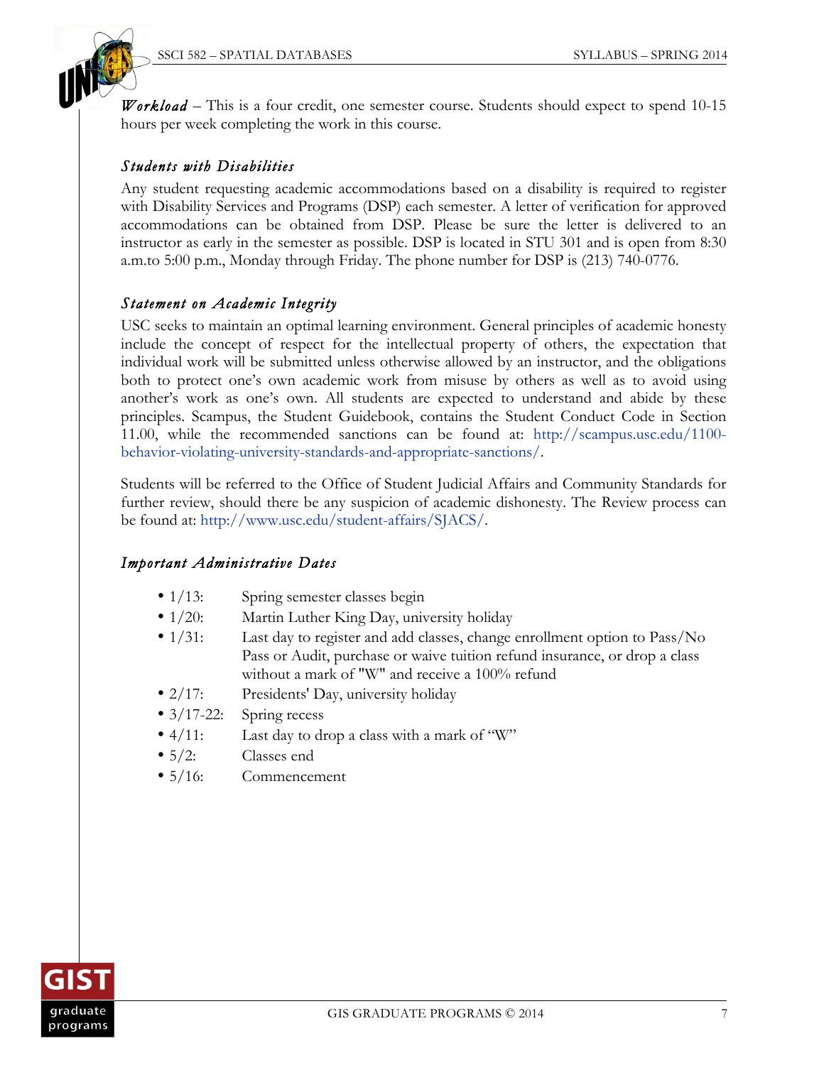*Workload* – This is a four credit, one semester course. Students should expect to spend 10-15 hours per week completing the work in this course.

### *Students with Disabilities*

Any student requesting academic accommodations based on a disability is required to register with Disability Services and Programs (DSP) each semester. A letter of verification for approved accommodations can be obtained from DSP. Please be sure the letter is delivered to an instructor as early in the semester as possible. DSP is located in STU 301 and is open from 8:30 a.m.to 5:00 p.m., Monday through Friday. The phone number for DSP is (213) 740-0776.

### *Statement on Academic Integrity*

USC seeks to maintain an optimal learning environment. General principles of academic honesty include the concept of respect for the intellectual property of others, the expectation that individual work will be submitted unless otherwise allowed by an instructor, and the obligations both to protect one's own academic work from misuse by others as well as to avoid using another's work as one's own. All students are expected to understand and abide by these principles. Scampus, the Student Guidebook, contains the Student Conduct Code in Section 11.00, while the recommended sanctions can be found at: http://scampus.usc.edu/1100-behavior-violating-university-standards-and-appropriate-sanctions/.

Students will be referred to the Office of Student Judicial Affairs and Community Standards for further review, should there be any suspicion of academic dishonesty. The Review process can be found at: http://www.usc.edu/student-affairs/SJACS/.

### *Important Administrative Dates*

- 1/13: Spring semester classes begin
- 1/20: Martin Luther King Day, university holiday
- 1/31: Last day to register and add classes, change enrollment option to Pass/No Pass or Audit, purchase or waive tuition refund insurance, or drop a class without a mark of "W" and receive a 100% refund
- 2/17: Presidents' Day, university holiday
- 3/17-22: Spring recess
- 4/11: Last day to drop a class with a mark of "W"
- 5/2: Classes end
- 5/16: Commencement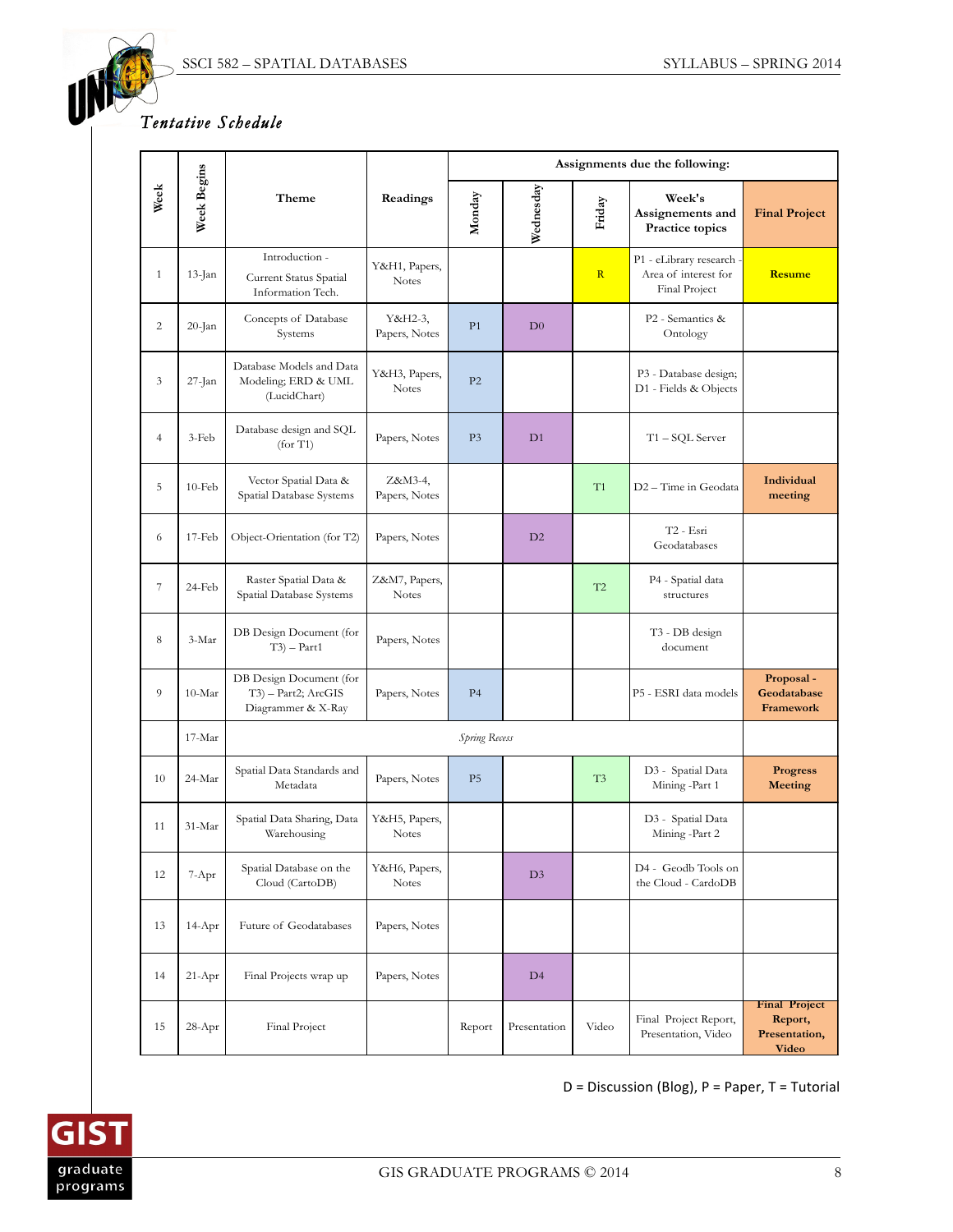*Tentative Schedule*

| Week | Week Begins | Theme | Readings | Assignments due the following: | | | | |
|---|---|---|---|---|---|---|---|---|
| | | | | Monday | Wednesday | Friday | Week's Assignements and Practice topics | Final Project |
| 1 | 13-Jan | Introduction - Current Status Spatial Information Tech. | Y&H1, Papers, Notes | | | R | P1 - eLibrary research - Area of interest for Final Project | **Resume** |
| 2 | 20-Jan | Concepts of Database Systems | Y&H2-3, Papers, Notes | P1 | D0 | | P2 - Semantics & Ontology | |
| 3 | 27-Jan | Database Models and Data Modeling; ERD & UML (LucidChart) | Y&H3, Papers, Notes | P2 | | | P3 - Database design; D1 - Fields & Objects | |
| 4 | 3-Feb | Database design and SQL (for T1) | Papers, Notes | P3 | D1 | | T1 – SQL Server | |
| 5 | 10-Feb | Vector Spatial Data & Spatial Database Systems | Z&M3-4, Papers, Notes | | | T1 | D2 – Time in Geodata | **Individual meeting** |
| 6 | 17-Feb | Object-Orientation (for T2) | Papers, Notes | | D2 | | T2 - Esri Geodatabases | |
| 7 | 24-Feb | Raster Spatial Data & Spatial Database Systems | Z&M7, Papers, Notes | | | T2 | P4 - Spatial data structures | |
| 8 | 3-Mar | DB Design Document (for T3) – Part1 | Papers, Notes | | | | T3 - DB design document | |
| 9 | 10-Mar | DB Design Document (for T3) – Part2; ArcGIS Diagrammer & X-Ray | Papers, Notes | P4 | | | P5 - ESRI data models | **Proposal - Geodatabase Framework** |
| | 17-Mar | *Spring Recess* | | | | | | |
| 10 | 24-Mar | Spatial Data Standards and Metadata | Papers, Notes | P5 | | T3 | D3 - Spatial Data Mining -Part 1 | **Progress Meeting** |
| 11 | 31-Mar | Spatial Data Sharing, Data Warehousing | Y&H5, Papers, Notes | | | | D3 - Spatial Data Mining -Part 2 | |
| 12 | 7-Apr | Spatial Database on the Cloud (CartoDB) | Y&H6, Papers, Notes | | D3 | | D4 - Geodb Tools on the Cloud - CardoDB | |
| 13 | 14-Apr | Future of Geodatabases | Papers, Notes | | | | | |
| 14 | 21-Apr | Final Projects wrap up | Papers, Notes | | D4 | | | |
| 15 | 28-Apr | Final Project | | Report | Presentation | Video | Final Project Report, Presentation, Video | **Final Project Report, Presentation, Video** |

D = Discussion (Blog), P = Paper, T = Tutorial